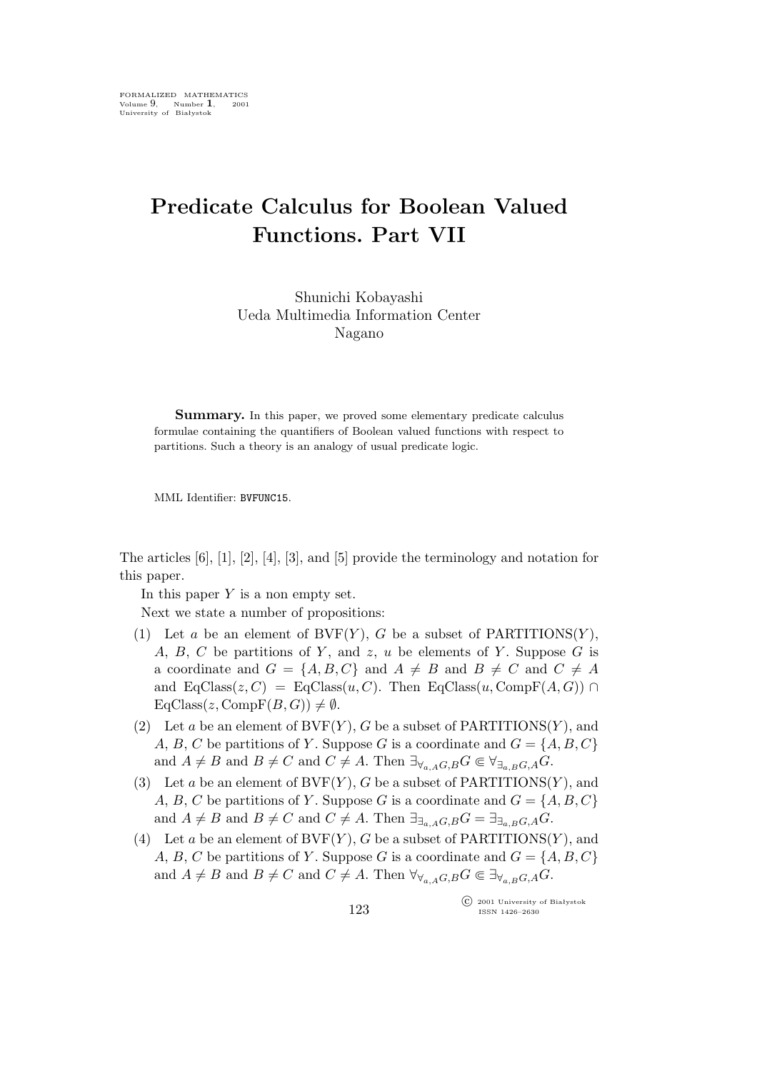# Predicate Calculus for Boolean Valued Functions. Part VII

Shunichi Kobayashi
Ueda Multimedia Information Center
Nagano

**Summary.** In this paper, we proved some elementary predicate calculus formulae containing the quantifiers of Boolean valued functions with respect to partitions. Such a theory is an analogy of usual predicate logic.

MML Identifier: BVFUNC15.

The articles [6], [1], [2], [4], [3], and [5] provide the terminology and notation for this paper.

In this paper $Y$ is a non empty set.

Next we state a number of propositions:

(1) Let $a$ be an element of $\mathrm{BVF}(Y)$, $G$ be a subset of $\mathrm{PARTITIONS}(Y)$, $A$, $B$, $C$ be partitions of $Y$, and $z$, $u$ be elements of $Y$. Suppose $G$ is a coordinate and $G = \{A, B, C\}$ and $A \neq B$ and $B \neq C$ and $C \neq A$ and $\mathrm{EqClass}(z, C) = \mathrm{EqClass}(u, C)$. Then $\mathrm{EqClass}(u, \mathrm{CompF}(A, G)) \cap \mathrm{EqClass}(z, \mathrm{CompF}(B, G)) \neq \emptyset$.

(2) Let $a$ be an element of $\mathrm{BVF}(Y)$, $G$ be a subset of $\mathrm{PARTITIONS}(Y)$, and $A$, $B$, $C$ be partitions of $Y$. Suppose $G$ is a coordinate and $G = \{A, B, C\}$ and $A \neq B$ and $B \neq C$ and $C \neq A$. Then $\exists_{\forall_{a,A}G,B}G \Subset \forall_{\exists_{a,B}G,A}G$.

(3) Let $a$ be an element of $\mathrm{BVF}(Y)$, $G$ be a subset of $\mathrm{PARTITIONS}(Y)$, and $A$, $B$, $C$ be partitions of $Y$. Suppose $G$ is a coordinate and $G = \{A, B, C\}$ and $A \neq B$ and $B \neq C$ and $C \neq A$. Then $\exists_{\exists_{a,A}G,B}G = \exists_{\exists_{a,B}G,A}G$.

(4) Let $a$ be an element of $\mathrm{BVF}(Y)$, $G$ be a subset of $\mathrm{PARTITIONS}(Y)$, and $A$, $B$, $C$ be partitions of $Y$. Suppose $G$ is a coordinate and $G = \{A, B, C\}$ and $A \neq B$ and $B \neq C$ and $C \neq A$. Then $\forall_{\forall_{a,A}G,B}G \Subset \exists_{\forall_{a,B}G,A}G$.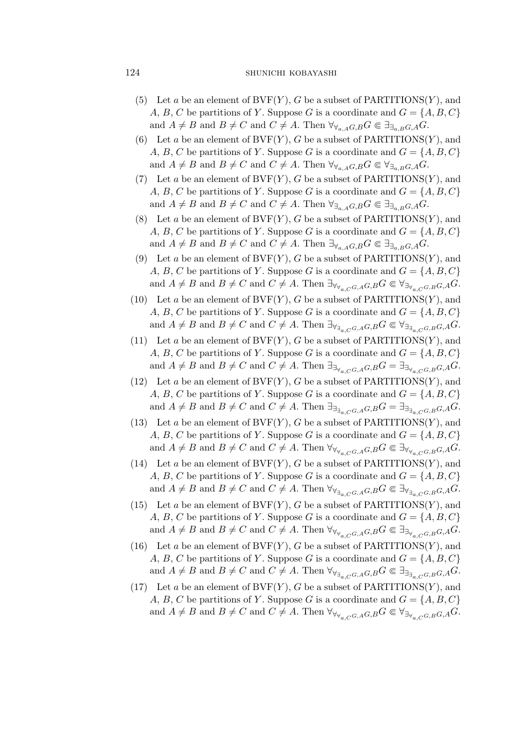(5) Let $a$ be an element of $\mathrm{BVF}(Y)$, $G$ be a subset of $\mathrm{PARTITIONS}(Y)$, and $A$, $B$, $C$ be partitions of $Y$. Suppose $G$ is a coordinate and $G = \{A, B, C\}$ and $A \neq B$ and $B \neq C$ and $C \neq A$. Then $\forall_{\forall_{a,A}G,B}G \Subset \exists_{\exists_{a,B}G,A}G$.

(6) Let $a$ be an element of $\mathrm{BVF}(Y)$, $G$ be a subset of $\mathrm{PARTITIONS}(Y)$, and $A$, $B$, $C$ be partitions of $Y$. Suppose $G$ is a coordinate and $G = \{A, B, C\}$ and $A \neq B$ and $B \neq C$ and $C \neq A$. Then $\forall_{\forall_{a,A}G,B}G \Subset \forall_{\exists_{a,B}G,A}G$.

(7) Let $a$ be an element of $\mathrm{BVF}(Y)$, $G$ be a subset of $\mathrm{PARTITIONS}(Y)$, and $A$, $B$, $C$ be partitions of $Y$. Suppose $G$ is a coordinate and $G = \{A, B, C\}$ and $A \neq B$ and $B \neq C$ and $C \neq A$. Then $\forall_{\exists_{a,A}G,B}G \Subset \exists_{\exists_{a,B}G,A}G$.

(8) Let $a$ be an element of $\mathrm{BVF}(Y)$, $G$ be a subset of $\mathrm{PARTITIONS}(Y)$, and $A$, $B$, $C$ be partitions of $Y$. Suppose $G$ is a coordinate and $G = \{A, B, C\}$ and $A \neq B$ and $B \neq C$ and $C \neq A$. Then $\exists_{\forall_{a,A}G,B}G \Subset \exists_{\exists_{a,B}G,A}G$.

(9) Let $a$ be an element of $\mathrm{BVF}(Y)$, $G$ be a subset of $\mathrm{PARTITIONS}(Y)$, and $A$, $B$, $C$ be partitions of $Y$. Suppose $G$ is a coordinate and $G = \{A, B, C\}$ and $A \neq B$ and $B \neq C$ and $C \neq A$. Then $\exists_{\forall_{\forall_{a,C}G,A}G,B}G \Subset \forall_{\exists_{\forall_{a,C}G,B}G,A}G$.

(10) Let $a$ be an element of $\mathrm{BVF}(Y)$, $G$ be a subset of $\mathrm{PARTITIONS}(Y)$, and $A$, $B$, $C$ be partitions of $Y$. Suppose $G$ is a coordinate and $G = \{A, B, C\}$ and $A \neq B$ and $B \neq C$ and $C \neq A$. Then $\exists_{\forall_{\exists_{a,C}G,A}G,B}G \Subset \forall_{\exists_{\exists_{a,C}G,B}G,A}G$.

(11) Let $a$ be an element of $\mathrm{BVF}(Y)$, $G$ be a subset of $\mathrm{PARTITIONS}(Y)$, and $A$, $B$, $C$ be partitions of $Y$. Suppose $G$ is a coordinate and $G = \{A, B, C\}$ and $A \neq B$ and $B \neq C$ and $C \neq A$. Then $\exists_{\exists_{\forall_{a,C}G,A}G,B}G = \exists_{\exists_{\forall_{a,C}G,B}G,A}G$.

(12) Let $a$ be an element of $\mathrm{BVF}(Y)$, $G$ be a subset of $\mathrm{PARTITIONS}(Y)$, and $A$, $B$, $C$ be partitions of $Y$. Suppose $G$ is a coordinate and $G = \{A, B, C\}$ and $A \neq B$ and $B \neq C$ and $C \neq A$. Then $\exists_{\exists_{\exists_{a,C}G,A}G,B}G = \exists_{\exists_{\exists_{a,C}G,B}G,A}G$.

(13) Let $a$ be an element of $\mathrm{BVF}(Y)$, $G$ be a subset of $\mathrm{PARTITIONS}(Y)$, and $A$, $B$, $C$ be partitions of $Y$. Suppose $G$ is a coordinate and $G = \{A, B, C\}$ and $A \neq B$ and $B \neq C$ and $C \neq A$. Then $\forall_{\forall_{\forall_{a,C}G,A}G,B}G \Subset \exists_{\forall_{\forall_{a,C}G,B}G,A}G$.

(14) Let $a$ be an element of $\mathrm{BVF}(Y)$, $G$ be a subset of $\mathrm{PARTITIONS}(Y)$, and $A$, $B$, $C$ be partitions of $Y$. Suppose $G$ is a coordinate and $G = \{A, B, C\}$ and $A \neq B$ and $B \neq C$ and $C \neq A$. Then $\forall_{\forall_{\exists_{a,C}G,A}G,B}G \Subset \exists_{\forall_{\exists_{a,C}G,B}G,A}G$.

(15) Let $a$ be an element of $\mathrm{BVF}(Y)$, $G$ be a subset of $\mathrm{PARTITIONS}(Y)$, and $A$, $B$, $C$ be partitions of $Y$. Suppose $G$ is a coordinate and $G = \{A, B, C\}$ and $A \neq B$ and $B \neq C$ and $C \neq A$. Then $\forall_{\forall_{\forall_{a,C}G,A}G,B}G \Subset \exists_{\exists_{\forall_{a,C}G,B}G,A}G$.

(16) Let $a$ be an element of $\mathrm{BVF}(Y)$, $G$ be a subset of $\mathrm{PARTITIONS}(Y)$, and $A$, $B$, $C$ be partitions of $Y$. Suppose $G$ is a coordinate and $G = \{A, B, C\}$ and $A \neq B$ and $B \neq C$ and $C \neq A$. Then $\forall_{\forall_{\exists_{a,C}G,A}G,B}G \Subset \exists_{\exists_{\exists_{a,C}G,B}G,A}G$.

(17) Let $a$ be an element of $\mathrm{BVF}(Y)$, $G$ be a subset of $\mathrm{PARTITIONS}(Y)$, and $A$, $B$, $C$ be partitions of $Y$. Suppose $G$ is a coordinate and $G = \{A, B, C\}$ and $A \neq B$ and $B \neq C$ and $C \neq A$. Then $\forall_{\forall_{\forall_{a,C}G,A}G,B}G \Subset \forall_{\exists_{\forall_{a,C}G,B}G,A}G$.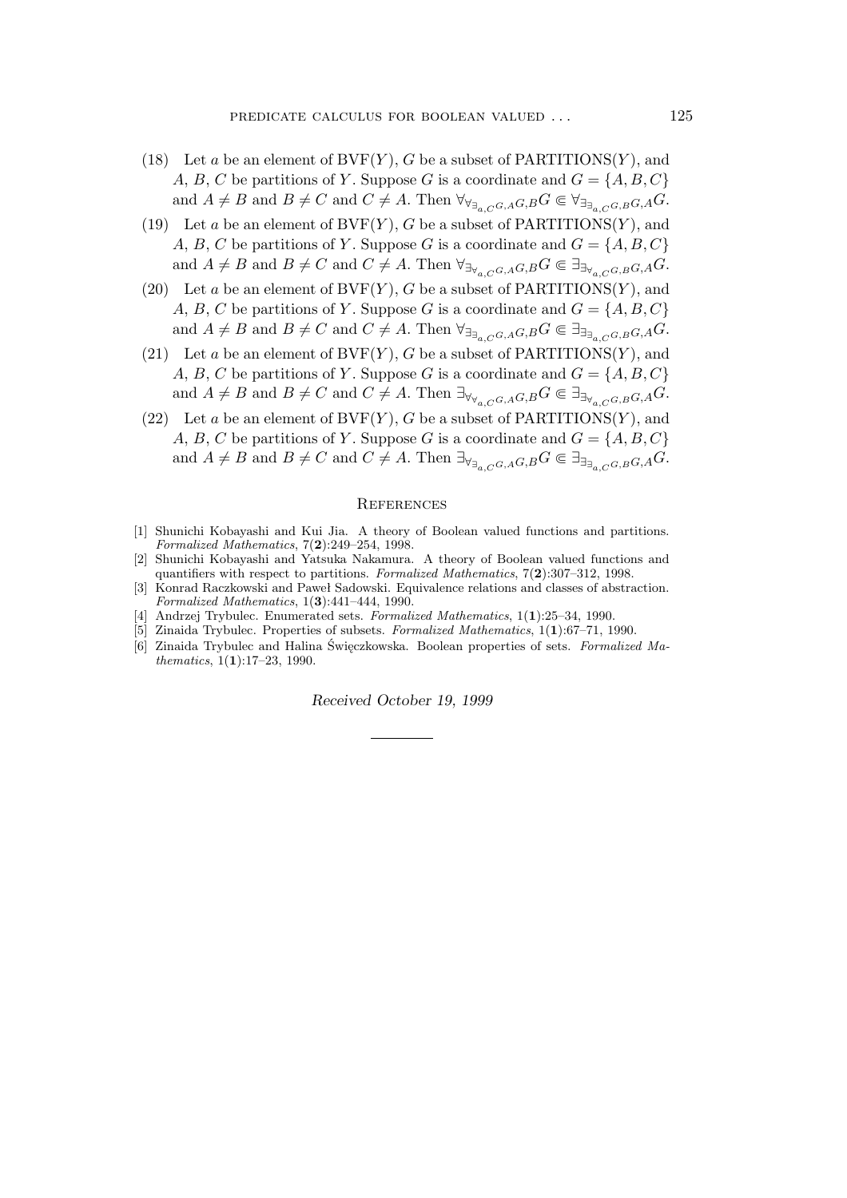(18) Let $a$ be an element of $\mathrm{BVF}(Y)$, $G$ be a subset of $\mathrm{PARTITIONS}(Y)$, and $A$, $B$, $C$ be partitions of $Y$. Suppose $G$ is a coordinate and $G = \{A, B, C\}$ and $A \neq B$ and $B \neq C$ and $C \neq A$. Then $\forall_{\forall_{\exists_{a,C}G,A}G,B}G \Subset \forall_{\exists_{\exists_{a,C}G,B}G,A}G$.

(19) Let $a$ be an element of $\mathrm{BVF}(Y)$, $G$ be a subset of $\mathrm{PARTITIONS}(Y)$, and $A$, $B$, $C$ be partitions of $Y$. Suppose $G$ is a coordinate and $G = \{A, B, C\}$ and $A \neq B$ and $B \neq C$ and $C \neq A$. Then $\forall_{\exists_{\forall_{a,C}G,A}G,B}G \Subset \exists_{\exists_{\forall_{a,C}G,B}G,A}G$.

(20) Let $a$ be an element of $\mathrm{BVF}(Y)$, $G$ be a subset of $\mathrm{PARTITIONS}(Y)$, and $A$, $B$, $C$ be partitions of $Y$. Suppose $G$ is a coordinate and $G = \{A, B, C\}$ and $A \neq B$ and $B \neq C$ and $C \neq A$. Then $\forall_{\exists_{\exists_{a,C}G,A}G,B}G \Subset \exists_{\exists_{\exists_{a,C}G,B}G,A}G$.

(21) Let $a$ be an element of $\mathrm{BVF}(Y)$, $G$ be a subset of $\mathrm{PARTITIONS}(Y)$, and $A$, $B$, $C$ be partitions of $Y$. Suppose $G$ is a coordinate and $G = \{A, B, C\}$ and $A \neq B$ and $B \neq C$ and $C \neq A$. Then $\exists_{\forall_{\forall_{a,C}G,A}G,B}G \Subset \exists_{\exists_{\forall_{a,C}G,B}G,A}G$.

(22) Let $a$ be an element of $\mathrm{BVF}(Y)$, $G$ be a subset of $\mathrm{PARTITIONS}(Y)$, and $A$, $B$, $C$ be partitions of $Y$. Suppose $G$ is a coordinate and $G = \{A, B, C\}$ and $A \neq B$ and $B \neq C$ and $C \neq A$. Then $\exists_{\forall_{\exists_{a,C}G,A}G,B}G \Subset \exists_{\exists_{\exists_{a,C}G,B}G,A}G$.

## References

[1] Shunichi Kobayashi and Kui Jia. A theory of Boolean valued functions and partitions. *Formalized Mathematics*, 7(**2**):249–254, 1998.

[2] Shunichi Kobayashi and Yatsuka Nakamura. A theory of Boolean valued functions and quantifiers with respect to partitions. *Formalized Mathematics*, 7(**2**):307–312, 1998.

[3] Konrad Raczkowski and Paweł Sadowski. Equivalence relations and classes of abstraction. *Formalized Mathematics*, 1(**3**):441–444, 1990.

[4] Andrzej Trybulec. Enumerated sets. *Formalized Mathematics*, 1(**1**):25–34, 1990.

[5] Zinaida Trybulec. Properties of subsets. *Formalized Mathematics*, 1(**1**):67–71, 1990.

[6] Zinaida Trybulec and Halina Święczkowska. Boolean properties of sets. *Formalized Mathematics*, 1(**1**):17–23, 1990.

*Received October 19, 1999*